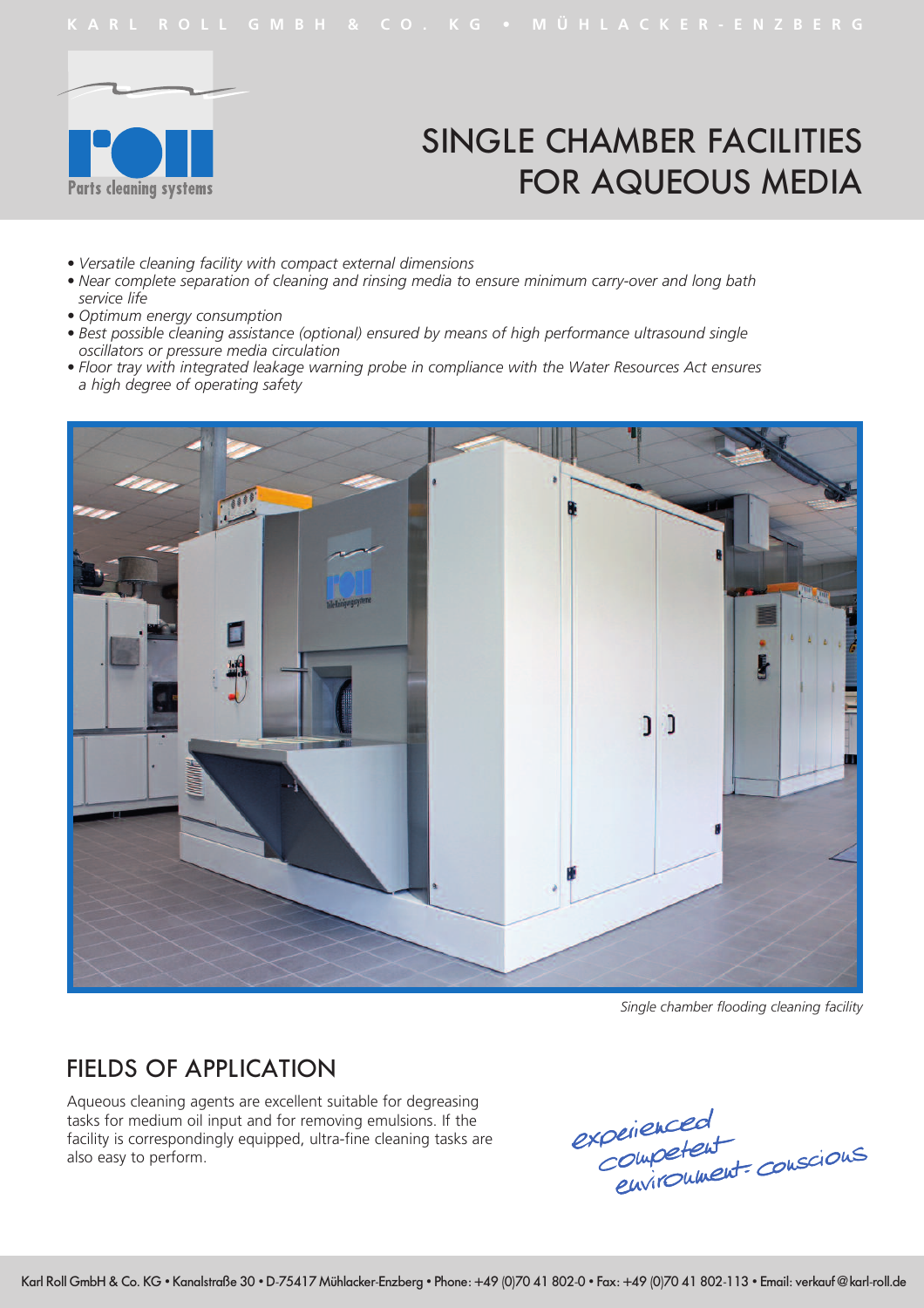KARL ROLL GMBH & CO. KG • MÜHLACKER-ENZBERG

Parts cleaning systems

# SINGLE CHAMBER FACILITIES FOR AQUEOUS MEDIA

- *Versatile cleaning facility with compact external dimensions*
- *Near complete separation of cleaning and rinsing media to ensure minimum carry-over and long bath service life*
- *Optimum energy consumption*
- *Best possible cleaning assistance (optional) ensured by means of high performance ultrasound single oscillators or pressure media circulation*
- *Floor tray with integrated leakage warning probe in compliance with the Water Resources Act ensures a high degree of operating safety*

*Single chamber flooding cleaning facility*

## FIELDS OF APPLICATION

Aqueous cleaning agents are excellent suitable for degreasing tasks for medium oil input and for removing emulsions. If the facility is correspondingly equipped, ultra-fine cleaning tasks are also easy to perform.

experienced
competent
environment-conscious

Karl Roll GmbH & Co. KG • Kanalstraße 30 • D-75417 Mühlacker-Enzberg • Phone: +49 (0)70 41 802-0 • Fax: +49 (0)70 41 802-113 • Email: verkauf@karl-roll.de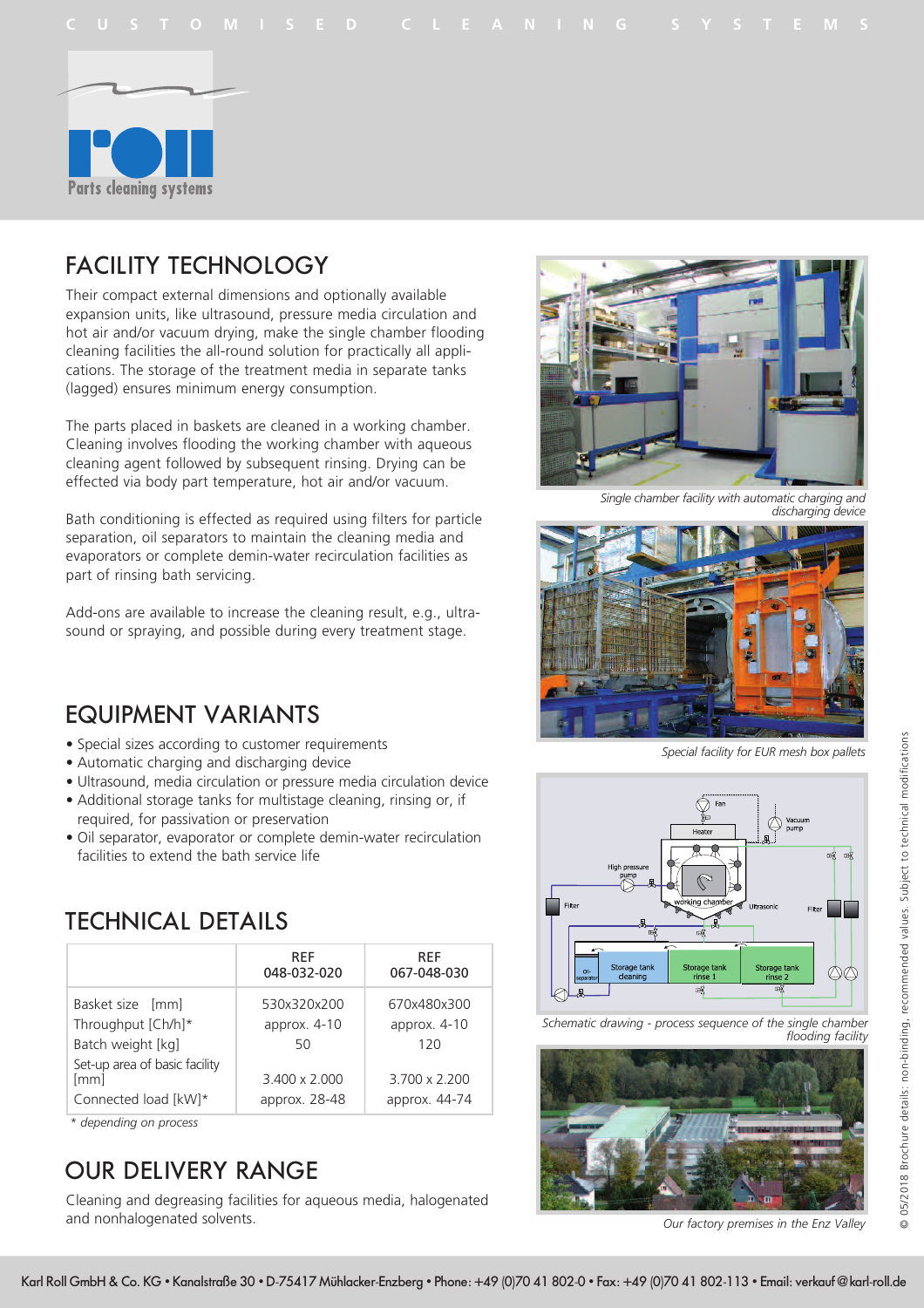# FACILITY TECHNOLOGY

Their compact external dimensions and optionally available expansion units, like ultrasound, pressure media circulation and hot air and/or vacuum drying, make the single chamber flooding cleaning facilities the all-round solution for practically all applications. The storage of the treatment media in separate tanks (lagged) ensures minimum energy consumption.

The parts placed in baskets are cleaned in a working chamber. Cleaning involves flooding the working chamber with aqueous cleaning agent followed by subsequent rinsing. Drying can be effected via body part temperature, hot air and/or vacuum.

Bath conditioning is effected as required using filters for particle separation, oil separators to maintain the cleaning media and evaporators or complete demin-water recirculation facilities as part of rinsing bath servicing.

Add-ons are available to increase the cleaning result, e.g., ultrasound or spraying, and possible during every treatment stage.

*Single chamber facility with automatic charging and discharging device*

*Special facility for EUR mesh box pallets*

Fan
Vacuum pump
Heater
High pressure pump
Filter
working chamber
Ultrasonic
Filter
Oil-separator
Storage tank cleaning
Storage tank rinse 1
Storage tank rinse 2

*Schematic drawing - process sequence of the single chamber flooding facility*

*Our factory premises in the Enz Valley*

# EQUIPMENT VARIANTS

- Special sizes according to customer requirements
- Automatic charging and discharging device
- Ultrasound, media circulation or pressure media circulation device
- Additional storage tanks for multistage cleaning, rinsing or, if required, for passivation or preservation
- Oil separator, evaporator or complete demin-water recirculation facilities to extend the bath service life

# TECHNICAL DETAILS

| | REF 048-032-020 | REF 067-048-030 |
|---|---|---|
| Basket size [mm] | 530x320x200 | 670x480x300 |
| Throughput [Ch/h]* | approx. 4-10 | approx. 4-10 |
| Batch weight [kg] | 50 | 120 |
| Set-up area of basic facility [mm] | 3.400 x 2.000 | 3.700 x 2.200 |
| Connected load [kW]* | approx. 28-48 | approx. 44-74 |

*\* depending on process*

# OUR DELIVERY RANGE

Cleaning and degreasing facilities for aqueous media, halogenated and nonhalogenated solvents.

© 05/2018 Brochure details: non-binding, recommended values. Subject to technical modifications

Karl Roll GmbH & Co. KG • Kanalstraße 30 • D-75417 Mühlacker-Enzberg • Phone: +49 (0)70 41 802-0 • Fax: +49 (0)70 41 802-113 • Email: verkauf@karl-roll.de